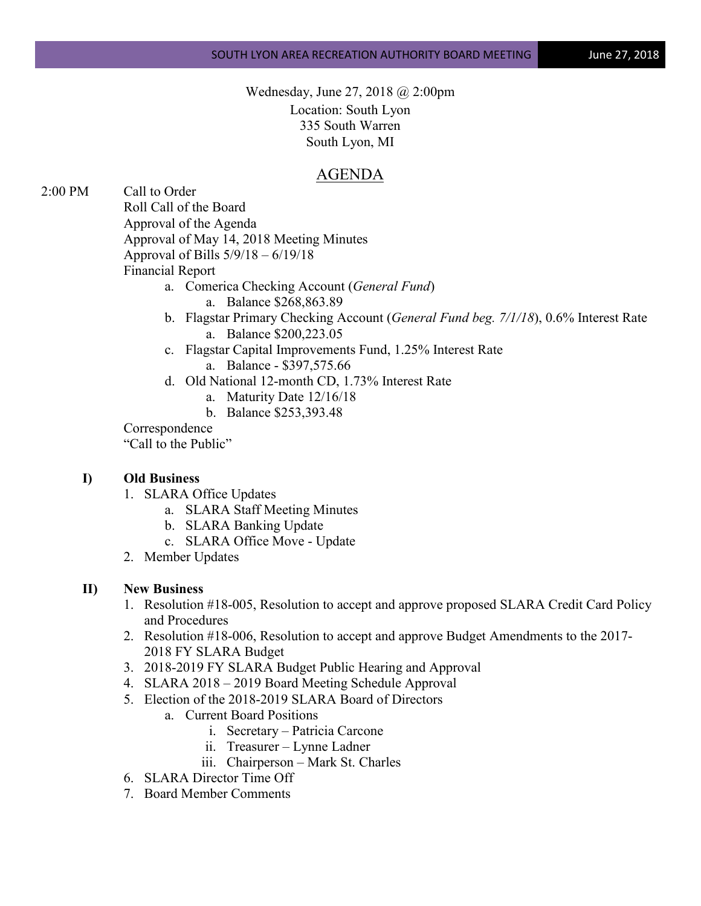Wednesday, June 27, 2018 @ 2:00pm
Location: South Lyon
335 South Warren
South Lyon, MI

# AGENDA

2:00 PM Call to Order

Roll Call of the Board

Approval of the Agenda

Approval of May 14, 2018 Meeting Minutes

Approval of Bills 5/9/18 – 6/19/18

Financial Report

- a. Comerica Checking Account (*General Fund*)
  - a. Balance $268,863.89
- b. Flagstar Primary Checking Account (*General Fund beg. 7/1/18*), 0.6% Interest Rate
  - a. Balance $200,223.05
- c. Flagstar Capital Improvements Fund, 1.25% Interest Rate
  - a. Balance - $397,575.66
- d. Old National 12-month CD, 1.73% Interest Rate
  - a. Maturity Date 12/16/18
  - b. Balance $253,393.48

Correspondence

"Call to the Public"

**I) Old Business**

1. SLARA Office Updates
   - a. SLARA Staff Meeting Minutes
   - b. SLARA Banking Update
   - c. SLARA Office Move - Update
2. Member Updates

**II) New Business**

1. Resolution #18-005, Resolution to accept and approve proposed SLARA Credit Card Policy and Procedures
2. Resolution #18-006, Resolution to accept and approve Budget Amendments to the 2017-2018 FY SLARA Budget
3. 2018-2019 FY SLARA Budget Public Hearing and Approval
4. SLARA 2018 – 2019 Board Meeting Schedule Approval
5. Election of the 2018-2019 SLARA Board of Directors
   - a. Current Board Positions
     - i. Secretary – Patricia Carcone
     - ii. Treasurer – Lynne Ladner
     - iii. Chairperson – Mark St. Charles
6. SLARA Director Time Off
7. Board Member Comments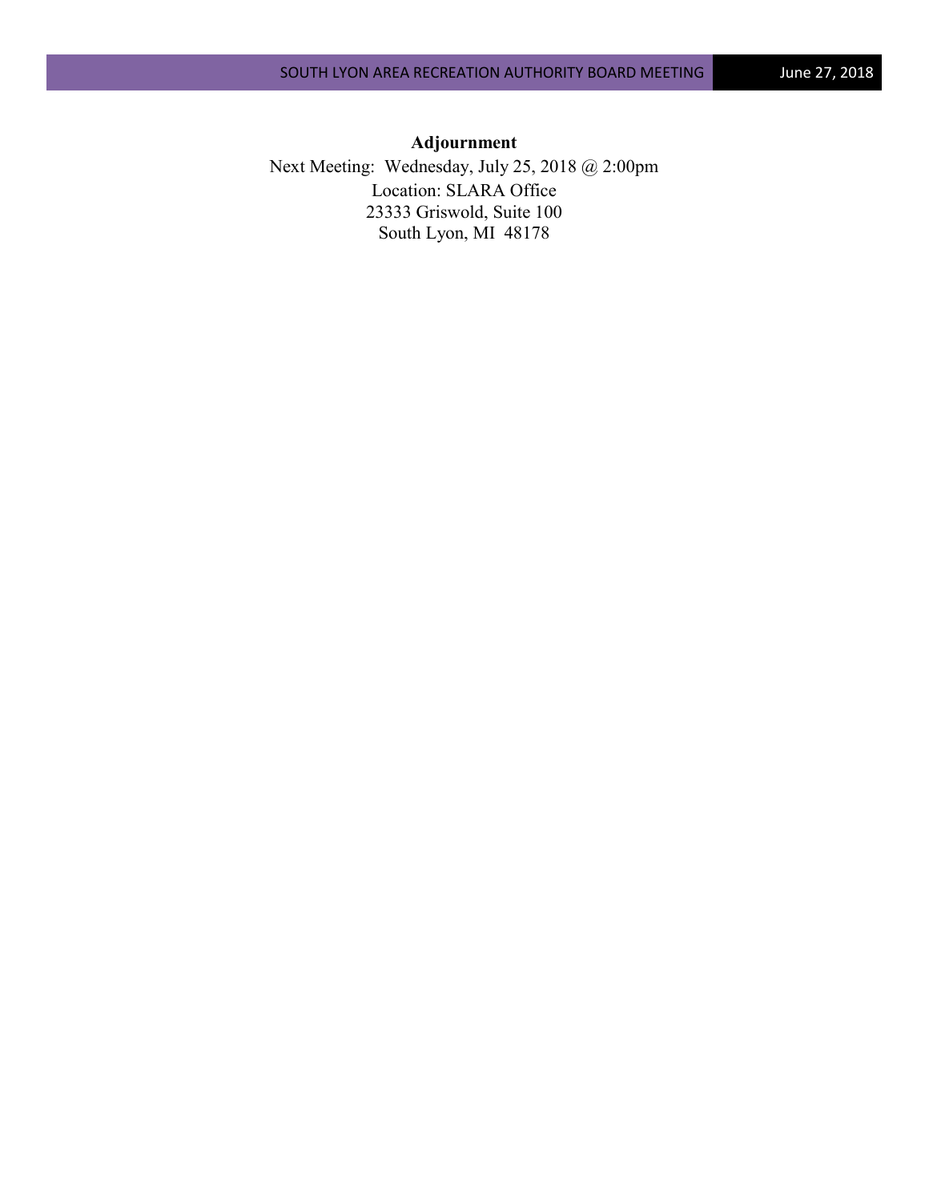**Adjournment**

Next Meeting: Wednesday, July 25, 2018 @ 2:00pm
Location: SLARA Office
23333 Griswold, Suite 100
South Lyon, MI 48178